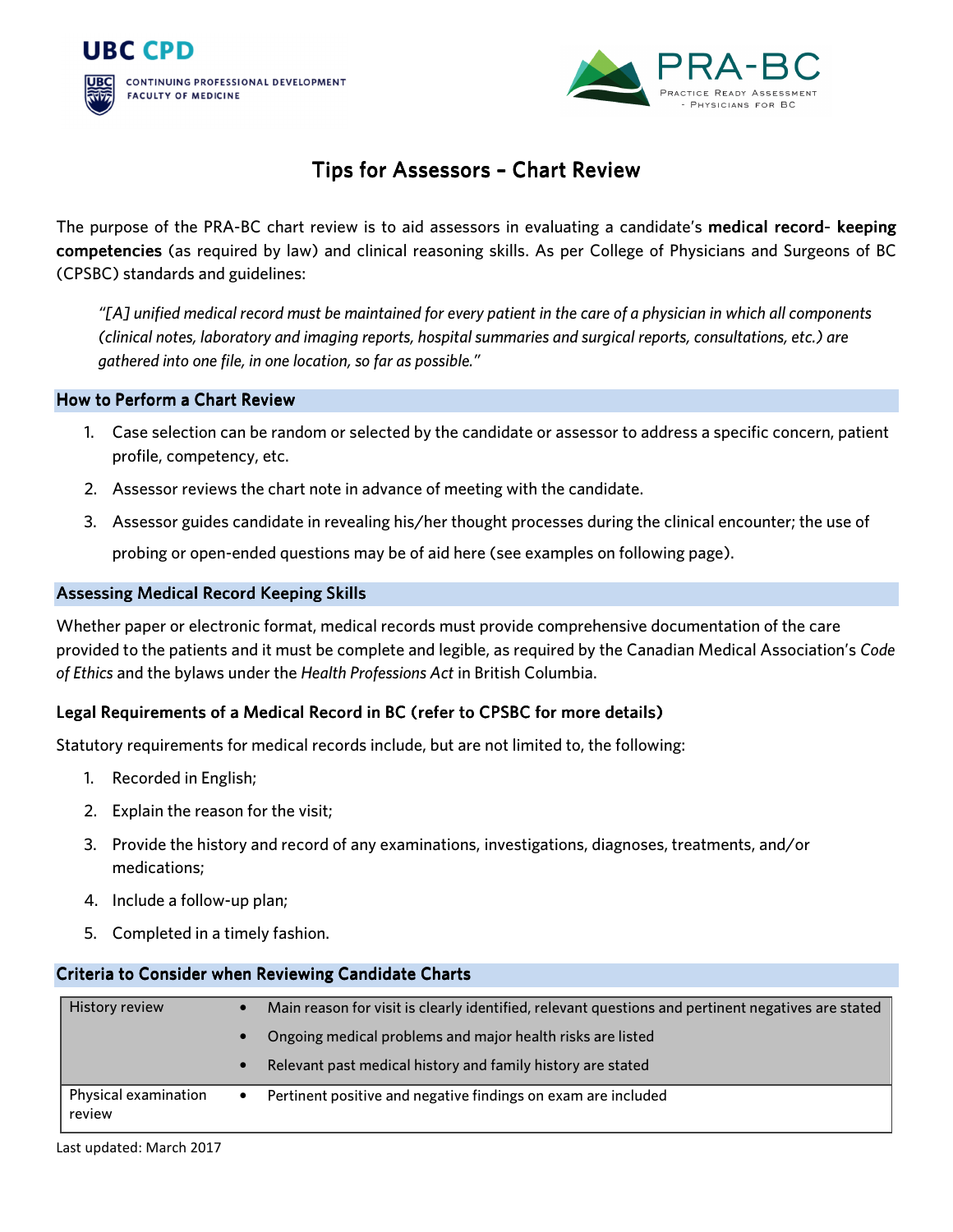UBC CPD

CONTINUING PROFESSIONAL DEVELOPMENT
FACULTY OF MEDICINE

PRA-BC
Practice Ready Assessment - Physicians for BC

# Tips for Assessors – Chart Review

The purpose of the PRA-BC chart review is to aid assessors in evaluating a candidate's **medical record- keeping competencies** (as required by law) and clinical reasoning skills. As per College of Physicians and Surgeons of BC (CPSBC) standards and guidelines:

> *"[A] unified medical record must be maintained for every patient in the care of a physician in which all components (clinical notes, laboratory and imaging reports, hospital summaries and surgical reports, consultations, etc.) are gathered into one file, in one location, so far as possible."*

## How to Perform a Chart Review

1. Case selection can be random or selected by the candidate or assessor to address a specific concern, patient profile, competency, etc.
2. Assessor reviews the chart note in advance of meeting with the candidate.
3. Assessor guides candidate in revealing his/her thought processes during the clinical encounter; the use of probing or open-ended questions may be of aid here (see examples on following page).

## Assessing Medical Record Keeping Skills

Whether paper or electronic format, medical records must provide comprehensive documentation of the care provided to the patients and it must be complete and legible, as required by the Canadian Medical Association's *Code of Ethics* and the bylaws under the *Health Professions Act* in British Columbia.

### Legal Requirements of a Medical Record in BC (refer to CPSBC for more details)

Statutory requirements for medical records include, but are not limited to, the following:

1. Recorded in English;
2. Explain the reason for the visit;
3. Provide the history and record of any examinations, investigations, diagnoses, treatments, and/or medications;
4. Include a follow-up plan;
5. Completed in a timely fashion.

## Criteria to Consider when Reviewing Candidate Charts

| | |
|---|---|
| History review | • Main reason for visit is clearly identified, relevant questions and pertinent negatives are stated<br>• Ongoing medical problems and major health risks are listed<br>• Relevant past medical history and family history are stated |
| Physical examination review | • Pertinent positive and negative findings on exam are included |

Last updated: March 2017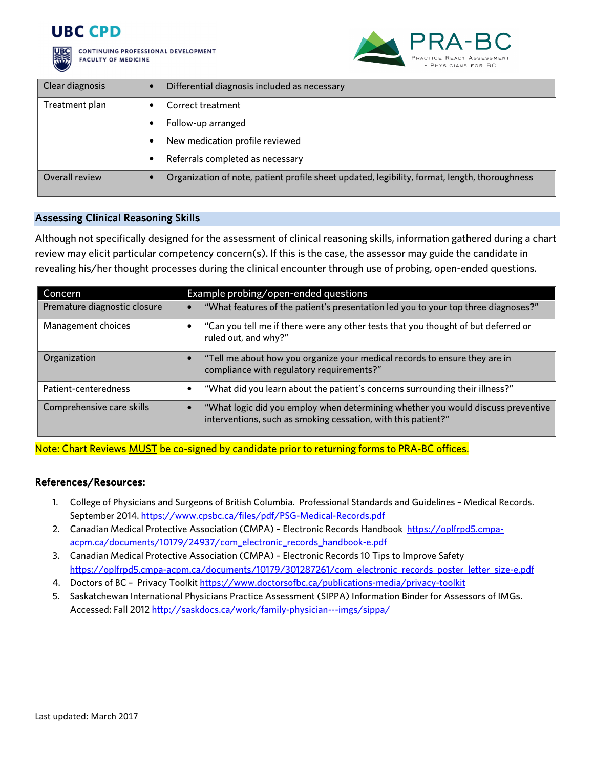| | |
|---|---|
| Clear diagnosis | • Differential diagnosis included as necessary |
| Treatment plan | • Correct treatment<br>• Follow-up arranged<br>• New medication profile reviewed<br>• Referrals completed as necessary |
| Overall review | • Organization of note, patient profile sheet updated, legibility, format, length, thoroughness |

## Assessing Clinical Reasoning Skills

Although not specifically designed for the assessment of clinical reasoning skills, information gathered during a chart review may elicit particular competency concern(s). If this is the case, the assessor may guide the candidate in revealing his/her thought processes during the clinical encounter through use of probing, open-ended questions.

| Concern | Example probing/open-ended questions |
|---|---|
| Premature diagnostic closure | • "What features of the patient's presentation led you to your top three diagnoses?" |
| Management choices | • "Can you tell me if there were any other tests that you thought of but deferred or ruled out, and why?" |
| Organization | • "Tell me about how you organize your medical records to ensure they are in compliance with regulatory requirements?" |
| Patient-centeredness | • "What did you learn about the patient's concerns surrounding their illness?" |
| Comprehensive care skills | • "What logic did you employ when determining whether you would discuss preventive interventions, such as smoking cessation, with this patient?" |

Note: Chart Reviews MUST be co-signed by candidate prior to returning forms to PRA-BC offices.

### References/Resources:

1. College of Physicians and Surgeons of British Columbia. Professional Standards and Guidelines – Medical Records. September 2014. https://www.cpsbc.ca/files/pdf/PSG-Medical-Records.pdf
2. Canadian Medical Protective Association (CMPA) – Electronic Records Handbook https://oplfrpd5.cmpa-acpm.ca/documents/10179/24937/com_electronic_records_handbook-e.pdf
3. Canadian Medical Protective Association (CMPA) – Electronic Records 10 Tips to Improve Safety https://oplfrpd5.cmpa-acpm.ca/documents/10179/301287261/com_electronic_records_poster_letter_size-e.pdf
4. Doctors of BC – Privacy Toolkit https://www.doctorsofbc.ca/publications-media/privacy-toolkit
5. Saskatchewan International Physicians Practice Assessment (SIPPA) Information Binder for Assessors of IMGs. Accessed: Fall 2012 http://saskdocs.ca/work/family-physician---imgs/sippa/

Last updated: March 2017